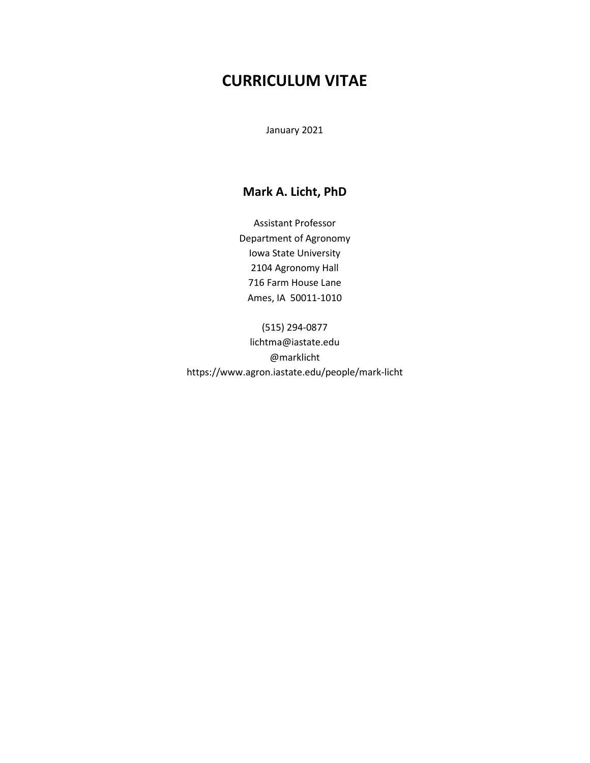# CURRICULUM VITAE

January 2021

## Mark A. Licht, PhD

Assistant Professor
Department of Agronomy
Iowa State University
2104 Agronomy Hall
716 Farm House Lane
Ames, IA 50011-1010

(515) 294-0877
lichtma@iastate.edu
@marklicht
https://www.agron.iastate.edu/people/mark-licht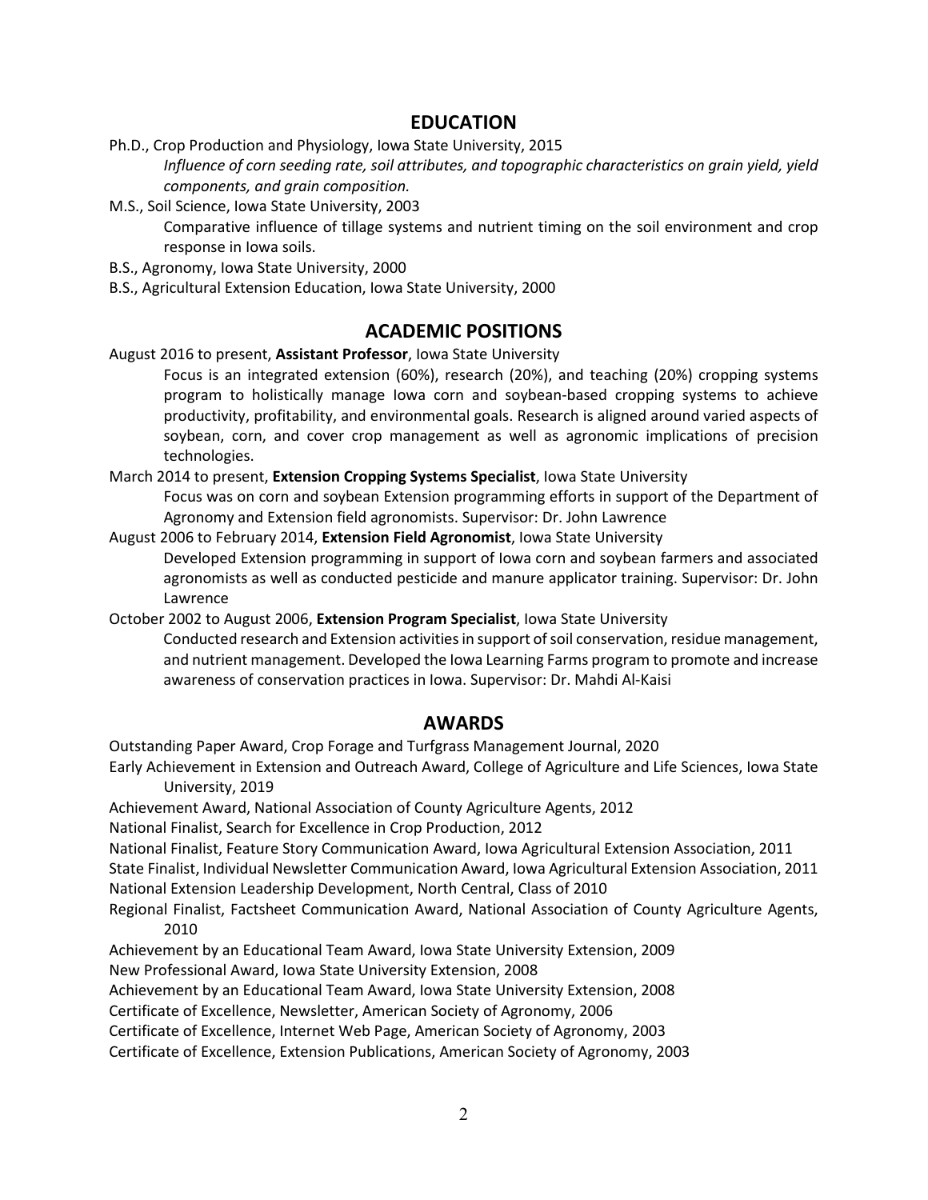## EDUCATION

Ph.D., Crop Production and Physiology, Iowa State University, 2015

*Influence of corn seeding rate, soil attributes, and topographic characteristics on grain yield, yield components, and grain composition.*

M.S., Soil Science, Iowa State University, 2003

Comparative influence of tillage systems and nutrient timing on the soil environment and crop response in Iowa soils.

B.S., Agronomy, Iowa State University, 2000

B.S., Agricultural Extension Education, Iowa State University, 2000

## ACADEMIC POSITIONS

August 2016 to present, **Assistant Professor**, Iowa State University

Focus is an integrated extension (60%), research (20%), and teaching (20%) cropping systems program to holistically manage Iowa corn and soybean-based cropping systems to achieve productivity, profitability, and environmental goals. Research is aligned around varied aspects of soybean, corn, and cover crop management as well as agronomic implications of precision technologies.

March 2014 to present, **Extension Cropping Systems Specialist**, Iowa State University

Focus was on corn and soybean Extension programming efforts in support of the Department of Agronomy and Extension field agronomists. Supervisor: Dr. John Lawrence

August 2006 to February 2014, **Extension Field Agronomist**, Iowa State University

Developed Extension programming in support of Iowa corn and soybean farmers and associated agronomists as well as conducted pesticide and manure applicator training. Supervisor: Dr. John Lawrence

October 2002 to August 2006, **Extension Program Specialist**, Iowa State University

Conducted research and Extension activities in support of soil conservation, residue management, and nutrient management. Developed the Iowa Learning Farms program to promote and increase awareness of conservation practices in Iowa. Supervisor: Dr. Mahdi Al-Kaisi

## AWARDS

Outstanding Paper Award, Crop Forage and Turfgrass Management Journal, 2020

Early Achievement in Extension and Outreach Award, College of Agriculture and Life Sciences, Iowa State University, 2019

Achievement Award, National Association of County Agriculture Agents, 2012

National Finalist, Search for Excellence in Crop Production, 2012

National Finalist, Feature Story Communication Award, Iowa Agricultural Extension Association, 2011

State Finalist, Individual Newsletter Communication Award, Iowa Agricultural Extension Association, 2011

National Extension Leadership Development, North Central, Class of 2010

Regional Finalist, Factsheet Communication Award, National Association of County Agriculture Agents, 2010

Achievement by an Educational Team Award, Iowa State University Extension, 2009

New Professional Award, Iowa State University Extension, 2008

Achievement by an Educational Team Award, Iowa State University Extension, 2008

Certificate of Excellence, Newsletter, American Society of Agronomy, 2006

Certificate of Excellence, Internet Web Page, American Society of Agronomy, 2003

Certificate of Excellence, Extension Publications, American Society of Agronomy, 2003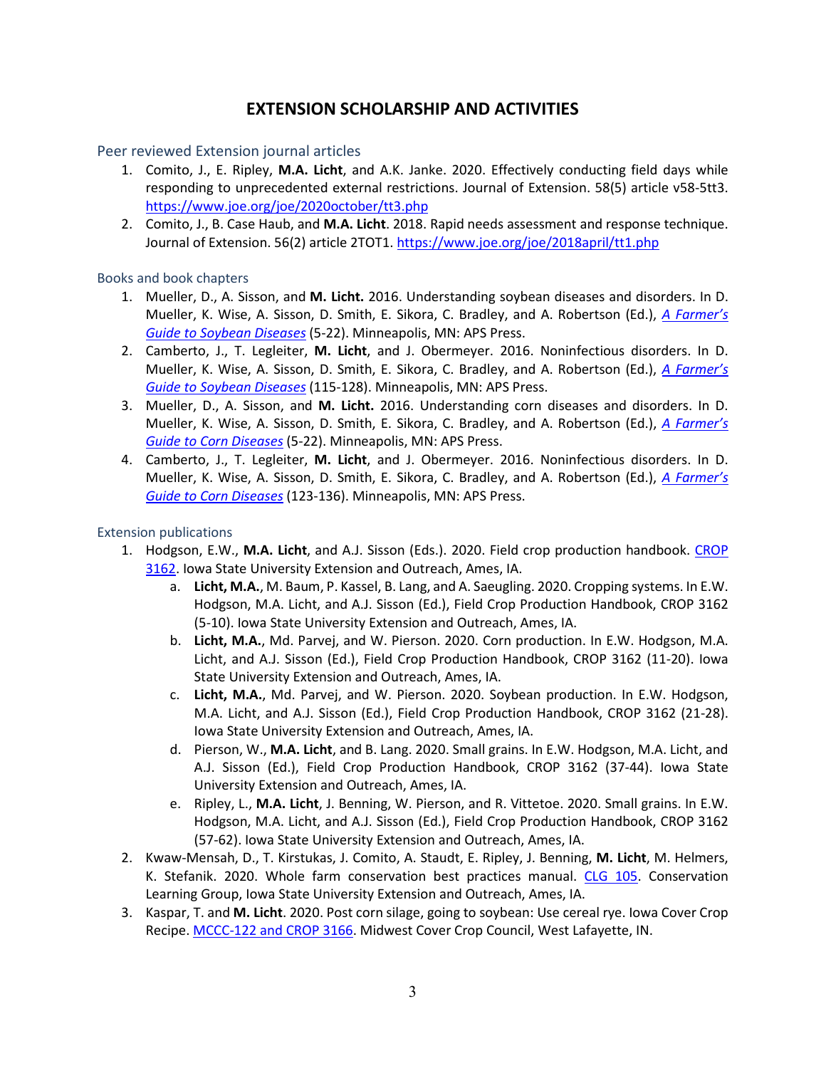# EXTENSION SCHOLARSHIP AND ACTIVITIES

## Peer reviewed Extension journal articles

1. Comito, J., E. Ripley, **M.A. Licht**, and A.K. Janke. 2020. Effectively conducting field days while responding to unprecedented external restrictions. Journal of Extension. 58(5) article v58-5tt3. https://www.joe.org/joe/2020october/tt3.php
2. Comito, J., B. Case Haub, and **M.A. Licht**. 2018. Rapid needs assessment and response technique. Journal of Extension. 56(2) article 2TOT1. https://www.joe.org/joe/2018april/tt1.php

## Books and book chapters

1. Mueller, D., A. Sisson, and **M. Licht.** 2016. Understanding soybean diseases and disorders. In D. Mueller, K. Wise, A. Sisson, D. Smith, E. Sikora, C. Bradley, and A. Robertson (Ed.), *A Farmer's Guide to Soybean Diseases* (5-22). Minneapolis, MN: APS Press.
2. Camberto, J., T. Legleiter, **M. Licht**, and J. Obermeyer. 2016. Noninfectious disorders. In D. Mueller, K. Wise, A. Sisson, D. Smith, E. Sikora, C. Bradley, and A. Robertson (Ed.), *A Farmer's Guide to Soybean Diseases* (115-128). Minneapolis, MN: APS Press.
3. Mueller, D., A. Sisson, and **M. Licht.** 2016. Understanding corn diseases and disorders. In D. Mueller, K. Wise, A. Sisson, D. Smith, E. Sikora, C. Bradley, and A. Robertson (Ed.), *A Farmer's Guide to Corn Diseases* (5-22). Minneapolis, MN: APS Press.
4. Camberto, J., T. Legleiter, **M. Licht**, and J. Obermeyer. 2016. Noninfectious disorders. In D. Mueller, K. Wise, A. Sisson, D. Smith, E. Sikora, C. Bradley, and A. Robertson (Ed.), *A Farmer's Guide to Corn Diseases* (123-136). Minneapolis, MN: APS Press.

## Extension publications

1. Hodgson, E.W., **M.A. Licht**, and A.J. Sisson (Eds.). 2020. Field crop production handbook. CROP 3162. Iowa State University Extension and Outreach, Ames, IA.
   a. **Licht, M.A.**, M. Baum, P. Kassel, B. Lang, and A. Saeugling. 2020. Cropping systems. In E.W. Hodgson, M.A. Licht, and A.J. Sisson (Ed.), Field Crop Production Handbook, CROP 3162 (5-10). Iowa State University Extension and Outreach, Ames, IA.
   b. **Licht, M.A.**, Md. Parvej, and W. Pierson. 2020. Corn production. In E.W. Hodgson, M.A. Licht, and A.J. Sisson (Ed.), Field Crop Production Handbook, CROP 3162 (11-20). Iowa State University Extension and Outreach, Ames, IA.
   c. **Licht, M.A.**, Md. Parvej, and W. Pierson. 2020. Soybean production. In E.W. Hodgson, M.A. Licht, and A.J. Sisson (Ed.), Field Crop Production Handbook, CROP 3162 (21-28). Iowa State University Extension and Outreach, Ames, IA.
   d. Pierson, W., **M.A. Licht**, and B. Lang. 2020. Small grains. In E.W. Hodgson, M.A. Licht, and A.J. Sisson (Ed.), Field Crop Production Handbook, CROP 3162 (37-44). Iowa State University Extension and Outreach, Ames, IA.
   e. Ripley, L., **M.A. Licht**, J. Benning, W. Pierson, and R. Vittetoe. 2020. Small grains. In E.W. Hodgson, M.A. Licht, and A.J. Sisson (Ed.), Field Crop Production Handbook, CROP 3162 (57-62). Iowa State University Extension and Outreach, Ames, IA.
2. Kwaw-Mensah, D., T. Kirstukas, J. Comito, A. Staudt, E. Ripley, J. Benning, **M. Licht**, M. Helmers, K. Stefanik. 2020. Whole farm conservation best practices manual. CLG 105. Conservation Learning Group, Iowa State University Extension and Outreach, Ames, IA.
3. Kaspar, T. and **M. Licht**. 2020. Post corn silage, going to soybean: Use cereal rye. Iowa Cover Crop Recipe. MCCC-122 and CROP 3166. Midwest Cover Crop Council, West Lafayette, IN.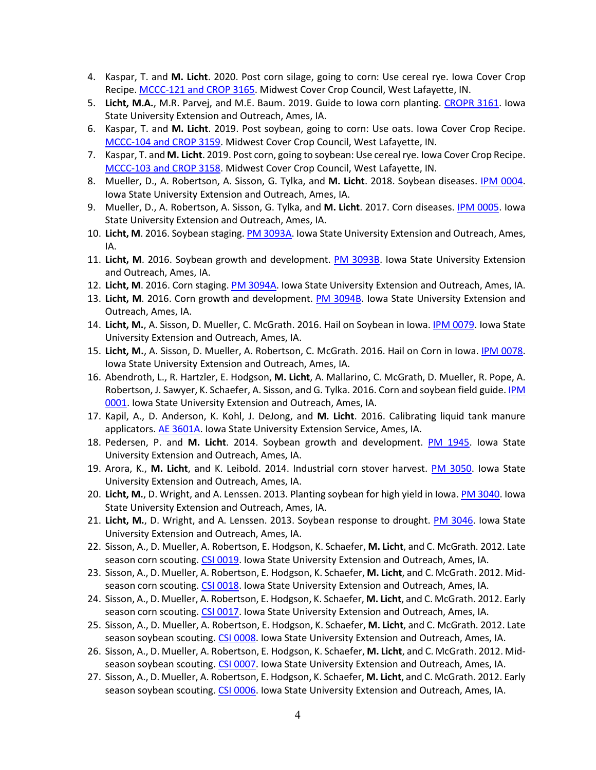4. Kaspar, T. and **M. Licht**. 2020. Post corn silage, going to corn: Use cereal rye. Iowa Cover Crop Recipe. MCCC-121 and CROP 3165. Midwest Cover Crop Council, West Lafayette, IN.
5. **Licht, M.A.**, M.R. Parvej, and M.E. Baum. 2019. Guide to Iowa corn planting. CROPR 3161. Iowa State University Extension and Outreach, Ames, IA.
6. Kaspar, T. and **M. Licht**. 2019. Post soybean, going to corn: Use oats. Iowa Cover Crop Recipe. MCCC-104 and CROP 3159. Midwest Cover Crop Council, West Lafayette, IN.
7. Kaspar, T. and **M. Licht**. 2019. Post corn, going to soybean: Use cereal rye. Iowa Cover Crop Recipe. MCCC-103 and CROP 3158. Midwest Cover Crop Council, West Lafayette, IN.
8. Mueller, D., A. Robertson, A. Sisson, G. Tylka, and **M. Licht**. 2018. Soybean diseases. IPM 0004. Iowa State University Extension and Outreach, Ames, IA.
9. Mueller, D., A. Robertson, A. Sisson, G. Tylka, and **M. Licht**. 2017. Corn diseases. IPM 0005. Iowa State University Extension and Outreach, Ames, IA.
10. **Licht, M**. 2016. Soybean staging. PM 3093A. Iowa State University Extension and Outreach, Ames, IA.
11. **Licht, M**. 2016. Soybean growth and development. PM 3093B. Iowa State University Extension and Outreach, Ames, IA.
12. **Licht, M**. 2016. Corn staging. PM 3094A. Iowa State University Extension and Outreach, Ames, IA.
13. **Licht, M**. 2016. Corn growth and development. PM 3094B. Iowa State University Extension and Outreach, Ames, IA.
14. **Licht, M.**, A. Sisson, D. Mueller, C. McGrath. 2016. Hail on Soybean in Iowa. IPM 0079. Iowa State University Extension and Outreach, Ames, IA.
15. **Licht, M.**, A. Sisson, D. Mueller, A. Robertson, C. McGrath. 2016. Hail on Corn in Iowa. IPM 0078. Iowa State University Extension and Outreach, Ames, IA.
16. Abendroth, L., R. Hartzler, E. Hodgson, **M. Licht**, A. Mallarino, C. McGrath, D. Mueller, R. Pope, A. Robertson, J. Sawyer, K. Schaefer, A. Sisson, and G. Tylka. 2016. Corn and soybean field guide. IPM 0001. Iowa State University Extension and Outreach, Ames, IA.
17. Kapil, A., D. Anderson, K. Kohl, J. DeJong, and **M. Licht**. 2016. Calibrating liquid tank manure applicators. AE 3601A. Iowa State University Extension Service, Ames, IA.
18. Pedersen, P. and **M. Licht**. 2014. Soybean growth and development. PM 1945. Iowa State University Extension and Outreach, Ames, IA.
19. Arora, K., **M. Licht**, and K. Leibold. 2014. Industrial corn stover harvest. PM 3050. Iowa State University Extension and Outreach, Ames, IA.
20. **Licht, M.**, D. Wright, and A. Lenssen. 2013. Planting soybean for high yield in Iowa. PM 3040. Iowa State University Extension and Outreach, Ames, IA.
21. **Licht, M.**, D. Wright, and A. Lenssen. 2013. Soybean response to drought. PM 3046. Iowa State University Extension and Outreach, Ames, IA.
22. Sisson, A., D. Mueller, A. Robertson, E. Hodgson, K. Schaefer, **M. Licht**, and C. McGrath. 2012. Late season corn scouting. CSI 0019. Iowa State University Extension and Outreach, Ames, IA.
23. Sisson, A., D. Mueller, A. Robertson, E. Hodgson, K. Schaefer, **M. Licht**, and C. McGrath. 2012. Mid-season corn scouting. CSI 0018. Iowa State University Extension and Outreach, Ames, IA.
24. Sisson, A., D. Mueller, A. Robertson, E. Hodgson, K. Schaefer, **M. Licht**, and C. McGrath. 2012. Early season corn scouting. CSI 0017. Iowa State University Extension and Outreach, Ames, IA.
25. Sisson, A., D. Mueller, A. Robertson, E. Hodgson, K. Schaefer, **M. Licht**, and C. McGrath. 2012. Late season soybean scouting. CSI 0008. Iowa State University Extension and Outreach, Ames, IA.
26. Sisson, A., D. Mueller, A. Robertson, E. Hodgson, K. Schaefer, **M. Licht**, and C. McGrath. 2012. Mid-season soybean scouting. CSI 0007. Iowa State University Extension and Outreach, Ames, IA.
27. Sisson, A., D. Mueller, A. Robertson, E. Hodgson, K. Schaefer, **M. Licht**, and C. McGrath. 2012. Early season soybean scouting. CSI 0006. Iowa State University Extension and Outreach, Ames, IA.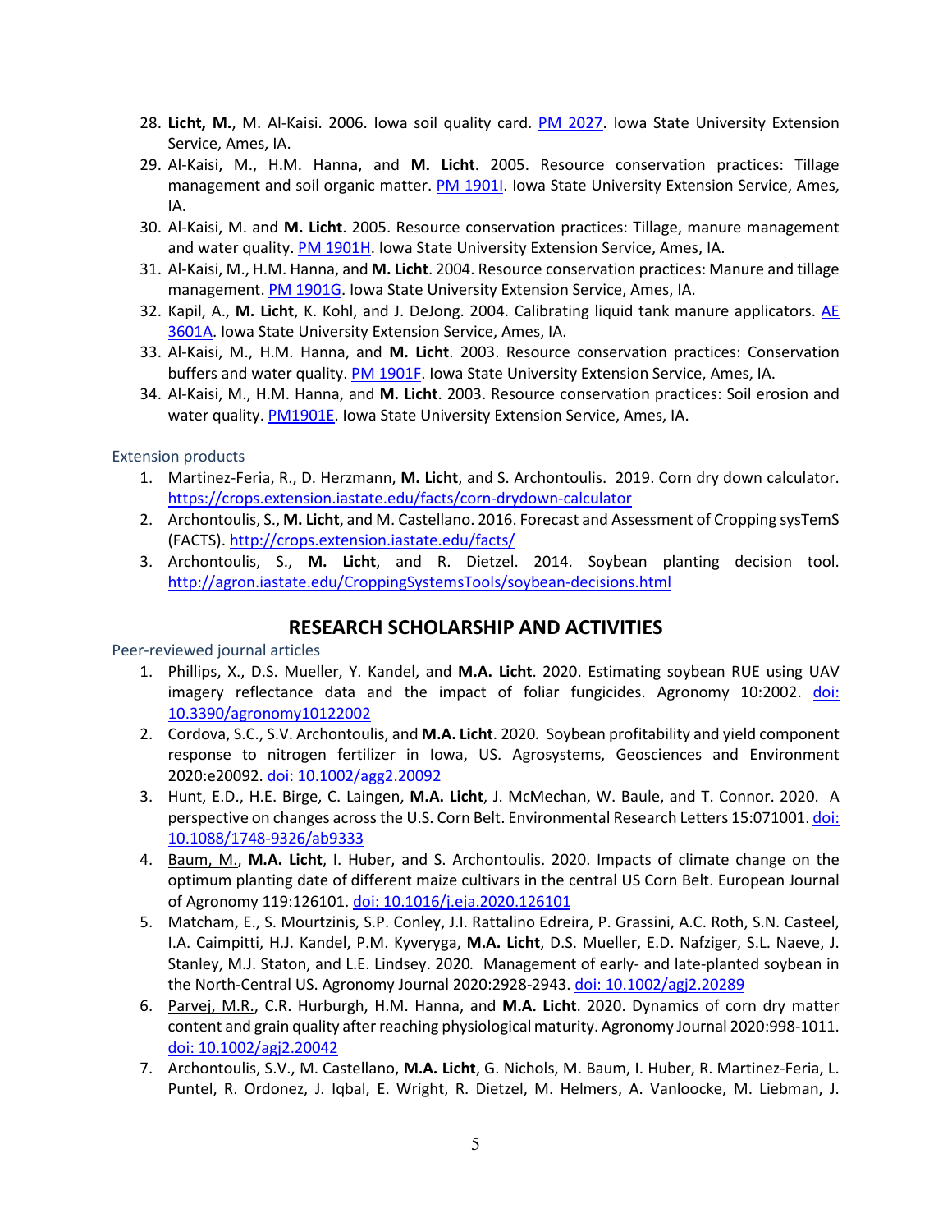28. **Licht, M.**, M. Al-Kaisi. 2006. Iowa soil quality card. PM 2027. Iowa State University Extension Service, Ames, IA.
29. Al-Kaisi, M., H.M. Hanna, and **M. Licht**. 2005. Resource conservation practices: Tillage management and soil organic matter. PM 1901I. Iowa State University Extension Service, Ames, IA.
30. Al-Kaisi, M. and **M. Licht**. 2005. Resource conservation practices: Tillage, manure management and water quality. PM 1901H. Iowa State University Extension Service, Ames, IA.
31. Al-Kaisi, M., H.M. Hanna, and **M. Licht**. 2004. Resource conservation practices: Manure and tillage management. PM 1901G. Iowa State University Extension Service, Ames, IA.
32. Kapil, A., **M. Licht**, K. Kohl, and J. DeJong. 2004. Calibrating liquid tank manure applicators. AE 3601A. Iowa State University Extension Service, Ames, IA.
33. Al-Kaisi, M., H.M. Hanna, and **M. Licht**. 2003. Resource conservation practices: Conservation buffers and water quality. PM 1901F. Iowa State University Extension Service, Ames, IA.
34. Al-Kaisi, M., H.M. Hanna, and **M. Licht**. 2003. Resource conservation practices: Soil erosion and water quality. PM1901E. Iowa State University Extension Service, Ames, IA.

### Extension products

1. Martinez-Feria, R., D. Herzmann, **M. Licht**, and S. Archontoulis. 2019. Corn dry down calculator. https://crops.extension.iastate.edu/facts/corn-drydown-calculator
2. Archontoulis, S., **M. Licht**, and M. Castellano. 2016. Forecast and Assessment of Cropping sysTemS (FACTS). http://crops.extension.iastate.edu/facts/
3. Archontoulis, S., **M. Licht**, and R. Dietzel. 2014. Soybean planting decision tool. http://agron.iastate.edu/CroppingSystemsTools/soybean-decisions.html

## RESEARCH SCHOLARSHIP AND ACTIVITIES

### Peer-reviewed journal articles

1. Phillips, X., D.S. Mueller, Y. Kandel, and **M.A. Licht**. 2020. Estimating soybean RUE using UAV imagery reflectance data and the impact of foliar fungicides. Agronomy 10:2002. doi: 10.3390/agronomy10122002
2. Cordova, S.C., S.V. Archontoulis, and **M.A. Licht**. 2020. Soybean profitability and yield component response to nitrogen fertilizer in Iowa, US. Agrosystems, Geosciences and Environment 2020:e20092. doi: 10.1002/agg2.20092
3. Hunt, E.D., H.E. Birge, C. Laingen, **M.A. Licht**, J. McMechan, W. Baule, and T. Connor. 2020. A perspective on changes across the U.S. Corn Belt. Environmental Research Letters 15:071001. doi: 10.1088/1748-9326/ab9333
4. Baum, M., **M.A. Licht**, I. Huber, and S. Archontoulis. 2020. Impacts of climate change on the optimum planting date of different maize cultivars in the central US Corn Belt. European Journal of Agronomy 119:126101. doi: 10.1016/j.eja.2020.126101
5. Matcham, E., S. Mourtzinis, S.P. Conley, J.I. Rattalino Edreira, P. Grassini, A.C. Roth, S.N. Casteel, I.A. Caimpitti, H.J. Kandel, P.M. Kyveryga, **M.A. Licht**, D.S. Mueller, E.D. Nafziger, S.L. Naeve, J. Stanley, M.J. Staton, and L.E. Lindsey. 2020. Management of early- and late-planted soybean in the North-Central US. Agronomy Journal 2020:2928-2943. doi: 10.1002/agj2.20289
6. Parvej, M.R., C.R. Hurburgh, H.M. Hanna, and **M.A. Licht**. 2020. Dynamics of corn dry matter content and grain quality after reaching physiological maturity. Agronomy Journal 2020:998-1011. doi: 10.1002/agj2.20042
7. Archontoulis, S.V., M. Castellano, **M.A. Licht**, G. Nichols, M. Baum, I. Huber, R. Martinez-Feria, L. Puntel, R. Ordonez, J. Iqbal, E. Wright, R. Dietzel, M. Helmers, A. Vanloocke, M. Liebman, J.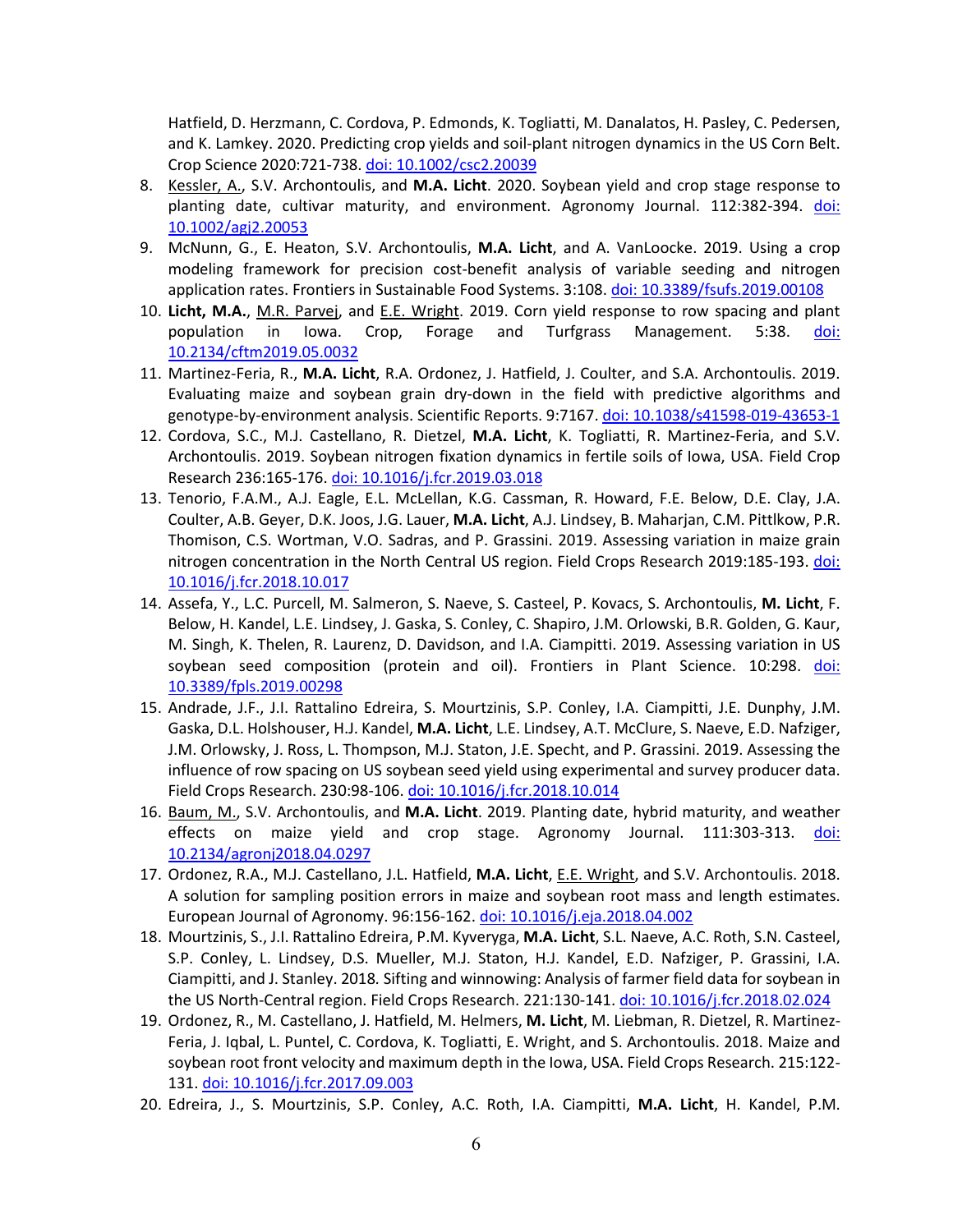Hatfield, D. Herzmann, C. Cordova, P. Edmonds, K. Togliatti, M. Danalatos, H. Pasley, C. Pedersen, and K. Lamkey. 2020. Predicting crop yields and soil-plant nitrogen dynamics in the US Corn Belt. Crop Science 2020:721-738. [doi: 10.1002/csc2.20039](https://doi.org/10.1002/csc2.20039)

8. Kessler, A., S.V. Archontoulis, and **M.A. Licht**. 2020. Soybean yield and crop stage response to planting date, cultivar maturity, and environment. Agronomy Journal. 112:382-394. [doi: 10.1002/agj2.20053](https://doi.org/10.1002/agj2.20053)
9. McNunn, G., E. Heaton, S.V. Archontoulis, **M.A. Licht**, and A. VanLoocke. 2019. Using a crop modeling framework for precision cost-benefit analysis of variable seeding and nitrogen application rates. Frontiers in Sustainable Food Systems. 3:108. [doi: 10.3389/fsufs.2019.00108](https://doi.org/10.3389/fsufs.2019.00108)
10. **Licht, M.A.**, M.R. Parvej, and E.E. Wright. 2019. Corn yield response to row spacing and plant population in Iowa. Crop, Forage and Turfgrass Management. 5:38. [doi: 10.2134/cftm2019.05.0032](https://doi.org/10.2134/cftm2019.05.0032)
11. Martinez-Feria, R., **M.A. Licht**, R.A. Ordonez, J. Hatfield, J. Coulter, and S.A. Archontoulis. 2019. Evaluating maize and soybean grain dry-down in the field with predictive algorithms and genotype-by-environment analysis. Scientific Reports. 9:7167. [doi: 10.1038/s41598-019-43653-1](https://doi.org/10.1038/s41598-019-43653-1)
12. Cordova, S.C., M.J. Castellano, R. Dietzel, **M.A. Licht**, K. Togliatti, R. Martinez-Feria, and S.V. Archontoulis. 2019. Soybean nitrogen fixation dynamics in fertile soils of Iowa, USA. Field Crop Research 236:165-176. [doi: 10.1016/j.fcr.2019.03.018](https://doi.org/10.1016/j.fcr.2019.03.018)
13. Tenorio, F.A.M., A.J. Eagle, E.L. McLellan, K.G. Cassman, R. Howard, F.E. Below, D.E. Clay, J.A. Coulter, A.B. Geyer, D.K. Joos, J.G. Lauer, **M.A. Licht**, A.J. Lindsey, B. Maharjan, C.M. Pittlkow, P.R. Thomison, C.S. Wortman, V.O. Sadras, and P. Grassini. 2019. Assessing variation in maize grain nitrogen concentration in the North Central US region. Field Crops Research 2019:185-193. [doi: 10.1016/j.fcr.2018.10.017](https://doi.org/10.1016/j.fcr.2018.10.017)
14. Assefa, Y., L.C. Purcell, M. Salmeron, S. Naeve, S. Casteel, P. Kovacs, S. Archontoulis, **M. Licht**, F. Below, H. Kandel, L.E. Lindsey, J. Gaska, S. Conley, C. Shapiro, J.M. Orlowski, B.R. Golden, G. Kaur, M. Singh, K. Thelen, R. Laurenz, D. Davidson, and I.A. Ciampitti. 2019. Assessing variation in US soybean seed composition (protein and oil). Frontiers in Plant Science. 10:298. [doi: 10.3389/fpls.2019.00298](https://doi.org/10.3389/fpls.2019.00298)
15. Andrade, J.F., J.I. Rattalino Edreira, S. Mourtzinis, S.P. Conley, I.A. Ciampitti, J.E. Dunphy, J.M. Gaska, D.L. Holshouser, H.J. Kandel, **M.A. Licht**, L.E. Lindsey, A.T. McClure, S. Naeve, E.D. Nafziger, J.M. Orlowsky, J. Ross, L. Thompson, M.J. Staton, J.E. Specht, and P. Grassini. 2019. Assessing the influence of row spacing on US soybean seed yield using experimental and survey producer data. Field Crops Research. 230:98-106. [doi: 10.1016/j.fcr.2018.10.014](https://doi.org/10.1016/j.fcr.2018.10.014)
16. Baum, M., S.V. Archontoulis, and **M.A. Licht**. 2019. Planting date, hybrid maturity, and weather effects on maize yield and crop stage. Agronomy Journal. 111:303-313. [doi: 10.2134/agronj2018.04.0297](https://doi.org/10.2134/agronj2018.04.0297)
17. Ordonez, R.A., M.J. Castellano, J.L. Hatfield, **M.A. Licht**, E.E. Wright, and S.V. Archontoulis. 2018. A solution for sampling position errors in maize and soybean root mass and length estimates. European Journal of Agronomy. 96:156-162. [doi: 10.1016/j.eja.2018.04.002](https://doi.org/10.1016/j.eja.2018.04.002)
18. Mourtzinis, S., J.I. Rattalino Edreira, P.M. Kyveryga, **M.A. Licht**, S.L. Naeve, A.C. Roth, S.N. Casteel, S.P. Conley, L. Lindsey, D.S. Mueller, M.J. Staton, H.J. Kandel, E.D. Nafziger, P. Grassini, I.A. Ciampitti, and J. Stanley. 2018. Sifting and winnowing: Analysis of farmer field data for soybean in the US North-Central region. Field Crops Research. 221:130-141. [doi: 10.1016/j.fcr.2018.02.024](https://doi.org/10.1016/j.fcr.2018.02.024)
19. Ordonez, R., M. Castellano, J. Hatfield, M. Helmers, **M. Licht**, M. Liebman, R. Dietzel, R. Martinez-Feria, J. Iqbal, L. Puntel, C. Cordova, K. Togliatti, E. Wright, and S. Archontoulis. 2018. Maize and soybean root front velocity and maximum depth in the Iowa, USA. Field Crops Research. 215:122-131. [doi: 10.1016/j.fcr.2017.09.003](https://doi.org/10.1016/j.fcr.2017.09.003)
20. Edreira, J., S. Mourtzinis, S.P. Conley, A.C. Roth, I.A. Ciampitti, **M.A. Licht**, H. Kandel, P.M.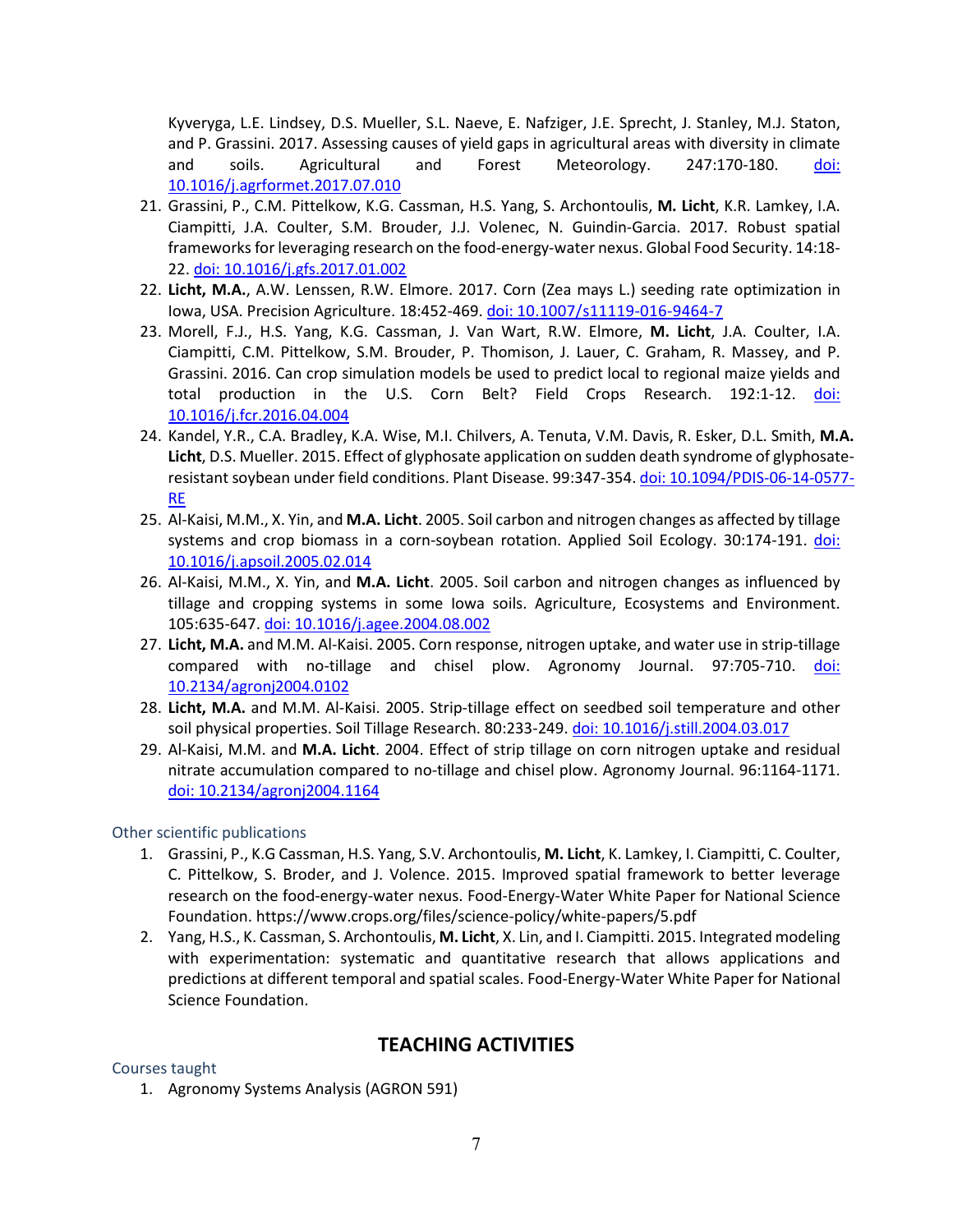Kyveryga, L.E. Lindsey, D.S. Mueller, S.L. Naeve, E. Nafziger, J.E. Sprecht, J. Stanley, M.J. Staton, and P. Grassini. 2017. Assessing causes of yield gaps in agricultural areas with diversity in climate and soils. Agricultural and Forest Meteorology. 247:170-180. [doi: 10.1016/j.agrformet.2017.07.010](https://doi.org/10.1016/j.agrformet.2017.07.010)

21. Grassini, P., C.M. Pittelkow, K.G. Cassman, H.S. Yang, S. Archontoulis, **M. Licht**, K.R. Lamkey, I.A. Ciampitti, J.A. Coulter, S.M. Brouder, J.J. Volenec, N. Guindin-Garcia. 2017. Robust spatial frameworks for leveraging research on the food-energy-water nexus. Global Food Security. 14:18-22. [doi: 10.1016/j.gfs.2017.01.002](https://doi.org/10.1016/j.gfs.2017.01.002)
22. **Licht, M.A.**, A.W. Lenssen, R.W. Elmore. 2017. Corn (Zea mays L.) seeding rate optimization in Iowa, USA. Precision Agriculture. 18:452-469. [doi: 10.1007/s11119-016-9464-7](https://doi.org/10.1007/s11119-016-9464-7)
23. Morell, F.J., H.S. Yang, K.G. Cassman, J. Van Wart, R.W. Elmore, **M. Licht**, J.A. Coulter, I.A. Ciampitti, C.M. Pittelkow, S.M. Brouder, P. Thomison, J. Lauer, C. Graham, R. Massey, and P. Grassini. 2016. Can crop simulation models be used to predict local to regional maize yields and total production in the U.S. Corn Belt? Field Crops Research. 192:1-12. [doi: 10.1016/j.fcr.2016.04.004](https://doi.org/10.1016/j.fcr.2016.04.004)
24. Kandel, Y.R., C.A. Bradley, K.A. Wise, M.I. Chilvers, A. Tenuta, V.M. Davis, R. Esker, D.L. Smith, **M.A. Licht**, D.S. Mueller. 2015. Effect of glyphosate application on sudden death syndrome of glyphosate-resistant soybean under field conditions. Plant Disease. 99:347-354. [doi: 10.1094/PDIS-06-14-0577-RE](https://doi.org/10.1094/PDIS-06-14-0577-RE)
25. Al-Kaisi, M.M., X. Yin, and **M.A. Licht**. 2005. Soil carbon and nitrogen changes as affected by tillage systems and crop biomass in a corn-soybean rotation. Applied Soil Ecology. 30:174-191. [doi: 10.1016/j.apsoil.2005.02.014](https://doi.org/10.1016/j.apsoil.2005.02.014)
26. Al-Kaisi, M.M., X. Yin, and **M.A. Licht**. 2005. Soil carbon and nitrogen changes as influenced by tillage and cropping systems in some Iowa soils. Agriculture, Ecosystems and Environment. 105:635-647. [doi: 10.1016/j.agee.2004.08.002](https://doi.org/10.1016/j.agee.2004.08.002)
27. **Licht, M.A.** and M.M. Al-Kaisi. 2005. Corn response, nitrogen uptake, and water use in strip-tillage compared with no-tillage and chisel plow. Agronomy Journal. 97:705-710. [doi: 10.2134/agronj2004.0102](https://doi.org/10.2134/agronj2004.0102)
28. **Licht, M.A.** and M.M. Al-Kaisi. 2005. Strip-tillage effect on seedbed soil temperature and other soil physical properties. Soil Tillage Research. 80:233-249. [doi: 10.1016/j.still.2004.03.017](https://doi.org/10.1016/j.still.2004.03.017)
29. Al-Kaisi, M.M. and **M.A. Licht**. 2004. Effect of strip tillage on corn nitrogen uptake and residual nitrate accumulation compared to no-tillage and chisel plow. Agronomy Journal. 96:1164-1171. [doi: 10.2134/agronj2004.1164](https://doi.org/10.2134/agronj2004.1164)

### Other scientific publications

1. Grassini, P., K.G Cassman, H.S. Yang, S.V. Archontoulis, **M. Licht**, K. Lamkey, I. Ciampitti, C. Coulter, C. Pittelkow, S. Broder, and J. Volence. 2015. Improved spatial framework to better leverage research on the food-energy-water nexus. Food-Energy-Water White Paper for National Science Foundation. https://www.crops.org/files/science-policy/white-papers/5.pdf
2. Yang, H.S., K. Cassman, S. Archontoulis, **M. Licht**, X. Lin, and I. Ciampitti. 2015. Integrated modeling with experimentation: systematic and quantitative research that allows applications and predictions at different temporal and spatial scales. Food-Energy-Water White Paper for National Science Foundation.

## TEACHING ACTIVITIES

### Courses taught

1. Agronomy Systems Analysis (AGRON 591)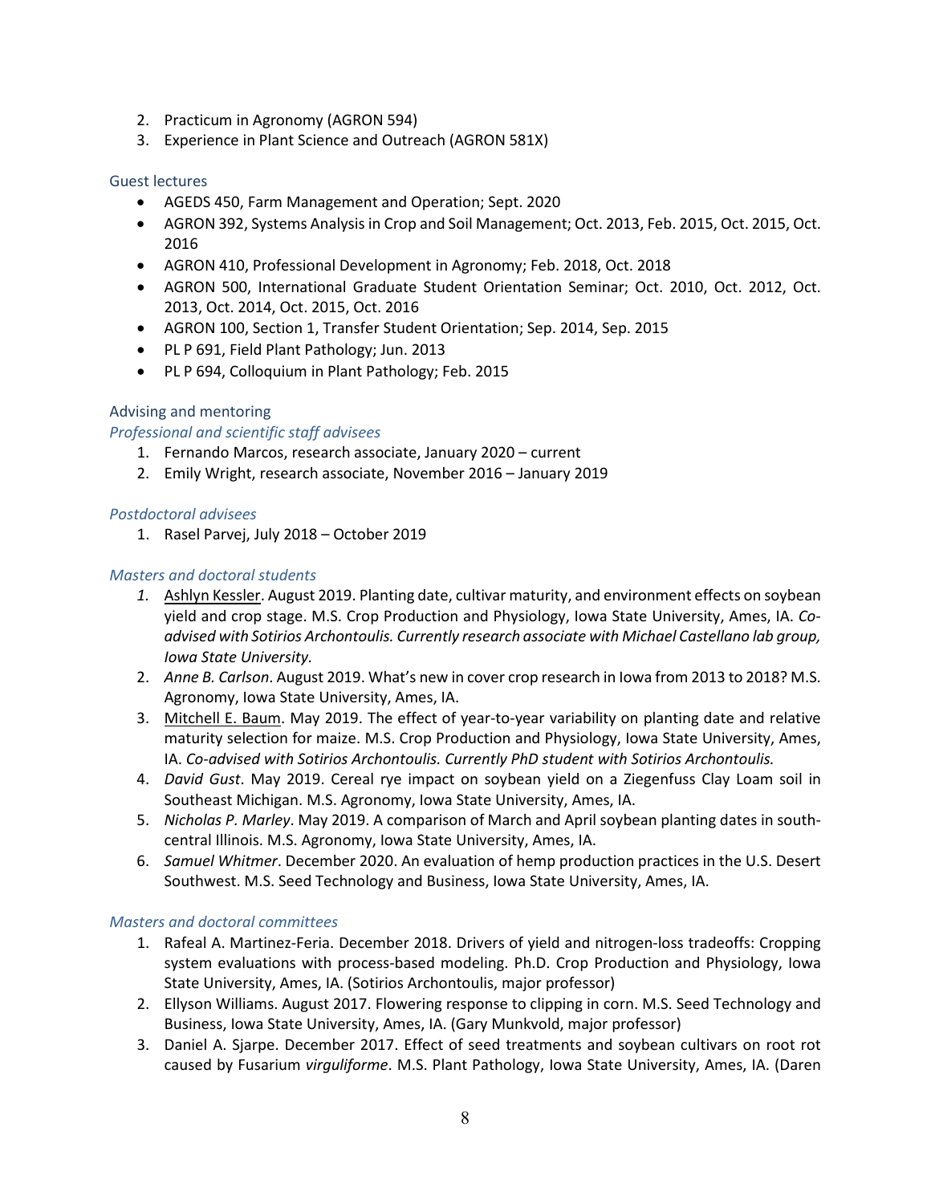2. Practicum in Agronomy (AGRON 594)
3. Experience in Plant Science and Outreach (AGRON 581X)

### Guest lectures

- AGEDS 450, Farm Management and Operation; Sept. 2020
- AGRON 392, Systems Analysis in Crop and Soil Management; Oct. 2013, Feb. 2015, Oct. 2015, Oct. 2016
- AGRON 410, Professional Development in Agronomy; Feb. 2018, Oct. 2018
- AGRON 500, International Graduate Student Orientation Seminar; Oct. 2010, Oct. 2012, Oct. 2013, Oct. 2014, Oct. 2015, Oct. 2016
- AGRON 100, Section 1, Transfer Student Orientation; Sep. 2014, Sep. 2015
- PL P 691, Field Plant Pathology; Jun. 2013
- PL P 694, Colloquium in Plant Pathology; Feb. 2015

### Advising and mentoring

#### *Professional and scientific staff advisees*

1. Fernando Marcos, research associate, January 2020 – current
2. Emily Wright, research associate, November 2016 – January 2019

#### *Postdoctoral advisees*

1. Rasel Parvej, July 2018 – October 2019

#### *Masters and doctoral students*

1. <u>Ashlyn Kessler</u>. August 2019. Planting date, cultivar maturity, and environment effects on soybean yield and crop stage. M.S. Crop Production and Physiology, Iowa State University, Ames, IA. *Co-advised with Sotirios Archontoulis. Currently research associate with Michael Castellano lab group, Iowa State University.*
2. *Anne B. Carlson*. August 2019. What's new in cover crop research in Iowa from 2013 to 2018? M.S. Agronomy, Iowa State University, Ames, IA.
3. <u>Mitchell E. Baum</u>. May 2019. The effect of year-to-year variability on planting date and relative maturity selection for maize. M.S. Crop Production and Physiology, Iowa State University, Ames, IA. *Co-advised with Sotirios Archontoulis. Currently PhD student with Sotirios Archontoulis.*
4. *David Gust*. May 2019. Cereal rye impact on soybean yield on a Ziegenfuss Clay Loam soil in Southeast Michigan. M.S. Agronomy, Iowa State University, Ames, IA.
5. *Nicholas P. Marley*. May 2019. A comparison of March and April soybean planting dates in south-central Illinois. M.S. Agronomy, Iowa State University, Ames, IA.
6. *Samuel Whitmer*. December 2020. An evaluation of hemp production practices in the U.S. Desert Southwest. M.S. Seed Technology and Business, Iowa State University, Ames, IA.

#### *Masters and doctoral committees*

1. Rafeal A. Martinez-Feria. December 2018. Drivers of yield and nitrogen-loss tradeoffs: Cropping system evaluations with process-based modeling. Ph.D. Crop Production and Physiology, Iowa State University, Ames, IA. (Sotirios Archontoulis, major professor)
2. Ellyson Williams. August 2017. Flowering response to clipping in corn. M.S. Seed Technology and Business, Iowa State University, Ames, IA. (Gary Munkvold, major professor)
3. Daniel A. Sjarpe. December 2017. Effect of seed treatments and soybean cultivars on root rot caused by Fusarium *virguliforme*. M.S. Plant Pathology, Iowa State University, Ames, IA. (Daren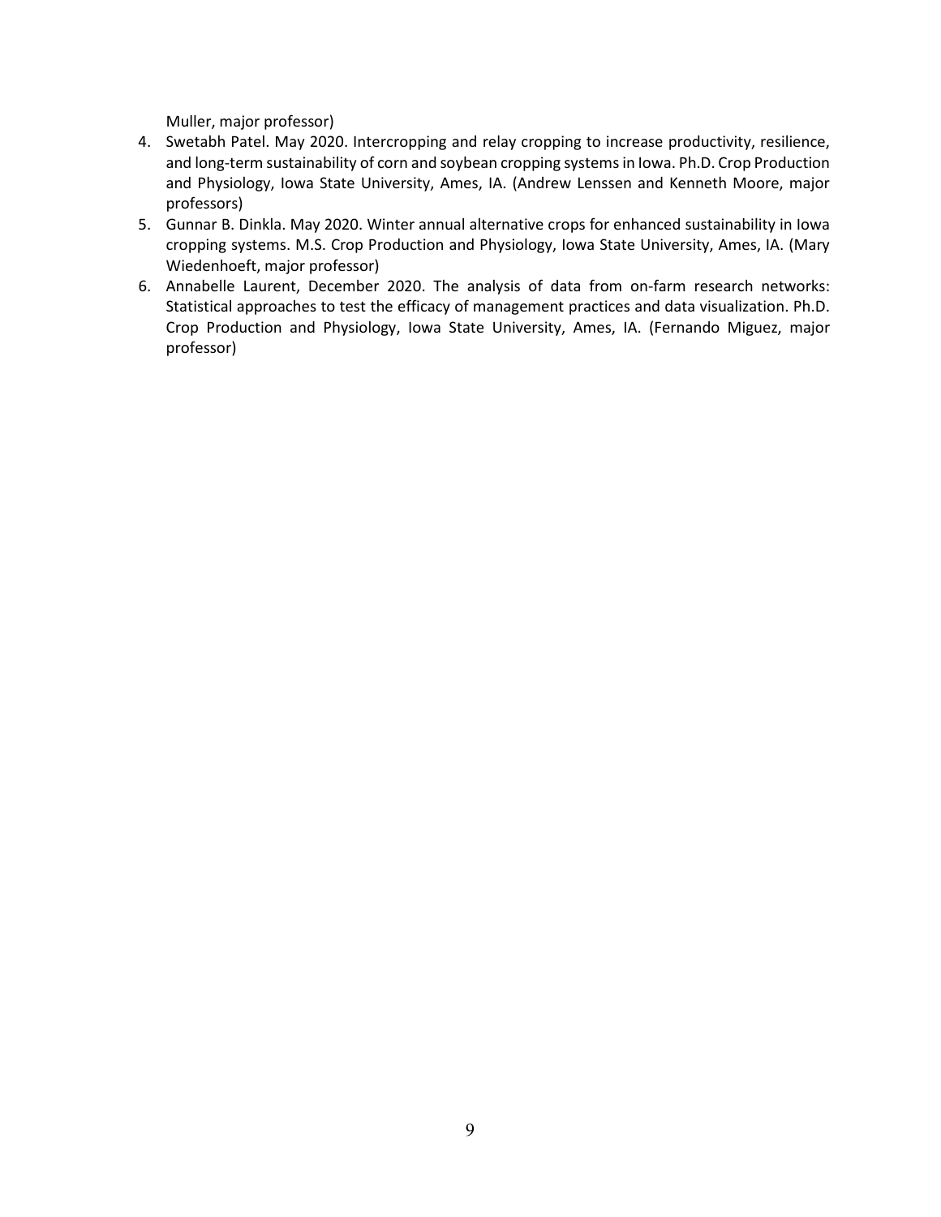Muller, major professor)

4. Swetabh Patel. May 2020. Intercropping and relay cropping to increase productivity, resilience, and long-term sustainability of corn and soybean cropping systems in Iowa. Ph.D. Crop Production and Physiology, Iowa State University, Ames, IA. (Andrew Lenssen and Kenneth Moore, major professors)
5. Gunnar B. Dinkla. May 2020. Winter annual alternative crops for enhanced sustainability in Iowa cropping systems. M.S. Crop Production and Physiology, Iowa State University, Ames, IA. (Mary Wiedenhoeft, major professor)
6. Annabelle Laurent, December 2020. The analysis of data from on-farm research networks: Statistical approaches to test the efficacy of management practices and data visualization. Ph.D. Crop Production and Physiology, Iowa State University, Ames, IA. (Fernando Miguez, major professor)